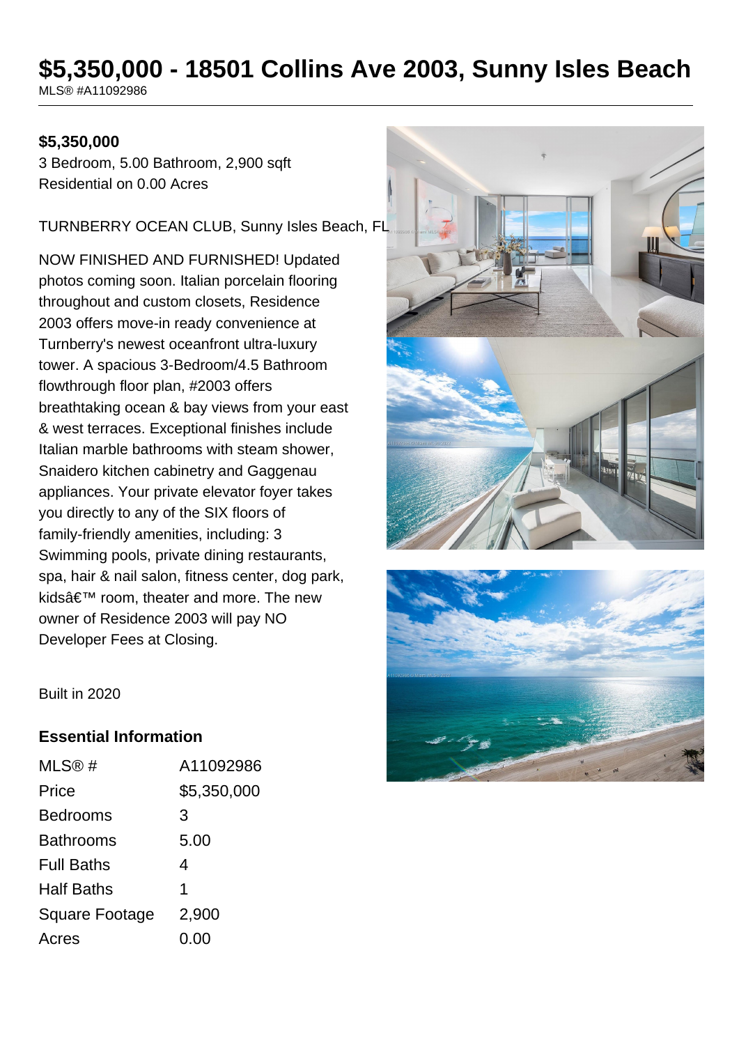# $5,350,000 - 18501 Collins Ave 2003, Sunny Isles Beach

MLS® #A11092986

**$5,350,000**

3 Bedroom, 5.00 Bathroom, 2,900 sqft
Residential on 0.00 Acres

TURNBERRY OCEAN CLUB, Sunny Isles Beach, FL

NOW FINISHED AND FURNISHED! Updated photos coming soon. Italian porcelain flooring throughout and custom closets, Residence 2003 offers move-in ready convenience at Turnberry's newest oceanfront ultra-luxury tower. A spacious 3-Bedroom/4.5 Bathroom flowthrough floor plan, #2003 offers breathtaking ocean & bay views from your east & west terraces. Exceptional finishes include Italian marble bathrooms with steam shower, Snaidero kitchen cabinetry and Gaggenau appliances. Your private elevator foyer takes you directly to any of the SIX floors of family-friendly amenities, including: 3 Swimming pools, private dining restaurants, spa, hair & nail salon, fitness center, dog park, kidsâ€™ room, theater and more. The new owner of Residence 2003 will pay NO Developer Fees at Closing.

Built in 2020

## Essential Information

| | |
|---|---|
| MLS® # | A11092986 |
| Price | $5,350,000 |
| Bedrooms | 3 |
| Bathrooms | 5.00 |
| Full Baths | 4 |
| Half Baths | 1 |
| Square Footage | 2,900 |
| Acres | 0.00 |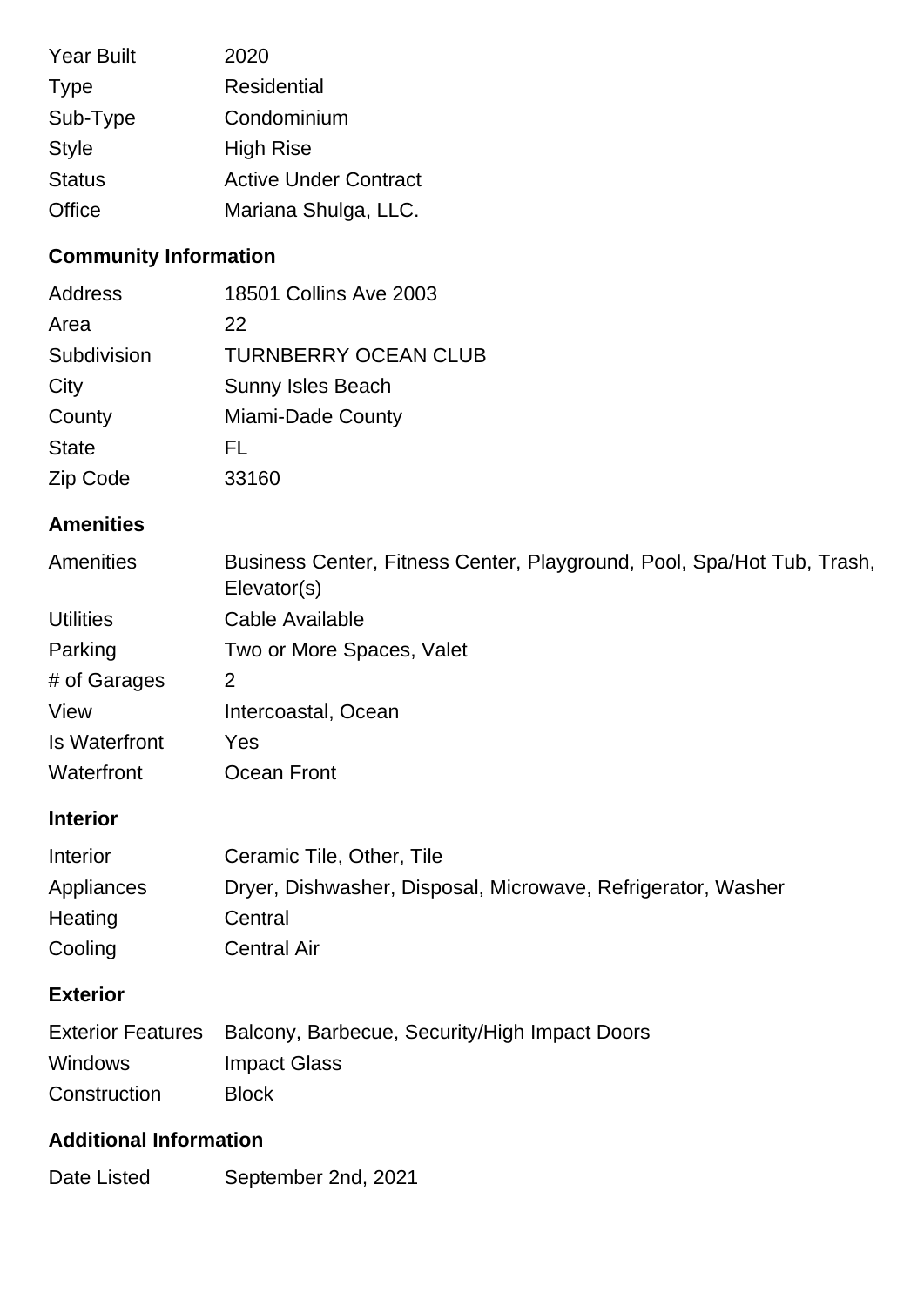| | |
|---|---|
| Year Built | 2020 |
| Type | Residential |
| Sub-Type | Condominium |
| Style | High Rise |
| Status | Active Under Contract |
| Office | Mariana Shulga, LLC. |

## Community Information

| | |
|---|---|
| Address | 18501 Collins Ave 2003 |
| Area | 22 |
| Subdivision | TURNBERRY OCEAN CLUB |
| City | Sunny Isles Beach |
| County | Miami-Dade County |
| State | FL |
| Zip Code | 33160 |

## Amenities

| | |
|---|---|
| Amenities | Business Center, Fitness Center, Playground, Pool, Spa/Hot Tub, Trash, Elevator(s) |
| Utilities | Cable Available |
| Parking | Two or More Spaces, Valet |
| # of Garages | 2 |
| View | Intercoastal, Ocean |
| Is Waterfront | Yes |
| Waterfront | Ocean Front |

## Interior

| | |
|---|---|
| Interior | Ceramic Tile, Other, Tile |
| Appliances | Dryer, Dishwasher, Disposal, Microwave, Refrigerator, Washer |
| Heating | Central |
| Cooling | Central Air |

## Exterior

| | |
|---|---|
| Exterior Features | Balcony, Barbecue, Security/High Impact Doors |
| Windows | Impact Glass |
| Construction | Block |

## Additional Information

| | |
|---|---|
| Date Listed | September 2nd, 2021 |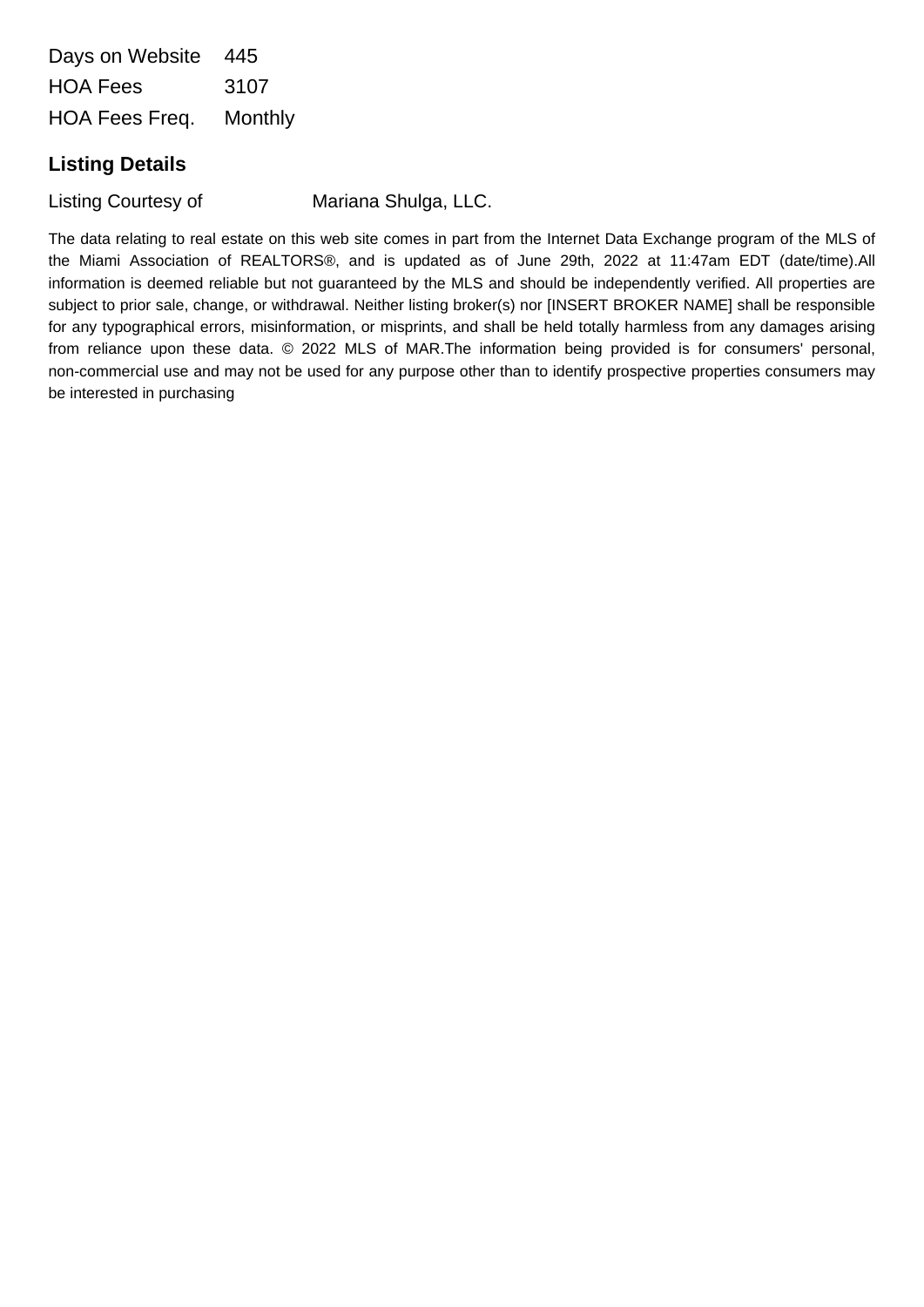| | |
|---|---|
| Days on Website | 445 |
| HOA Fees | 3107 |
| HOA Fees Freq. | Monthly |

## Listing Details

| | |
|---|---|
| Listing Courtesy of | Mariana Shulga, LLC. |

The data relating to real estate on this web site comes in part from the Internet Data Exchange program of the MLS of the Miami Association of REALTORS®, and is updated as of June 29th, 2022 at 11:47am EDT (date/time).All information is deemed reliable but not guaranteed by the MLS and should be independently verified. All properties are subject to prior sale, change, or withdrawal. Neither listing broker(s) nor [INSERT BROKER NAME] shall be responsible for any typographical errors, misinformation, or misprints, and shall be held totally harmless from any damages arising from reliance upon these data. © 2022 MLS of MAR.The information being provided is for consumers' personal, non-commercial use and may not be used for any purpose other than to identify prospective properties consumers may be interested in purchasing